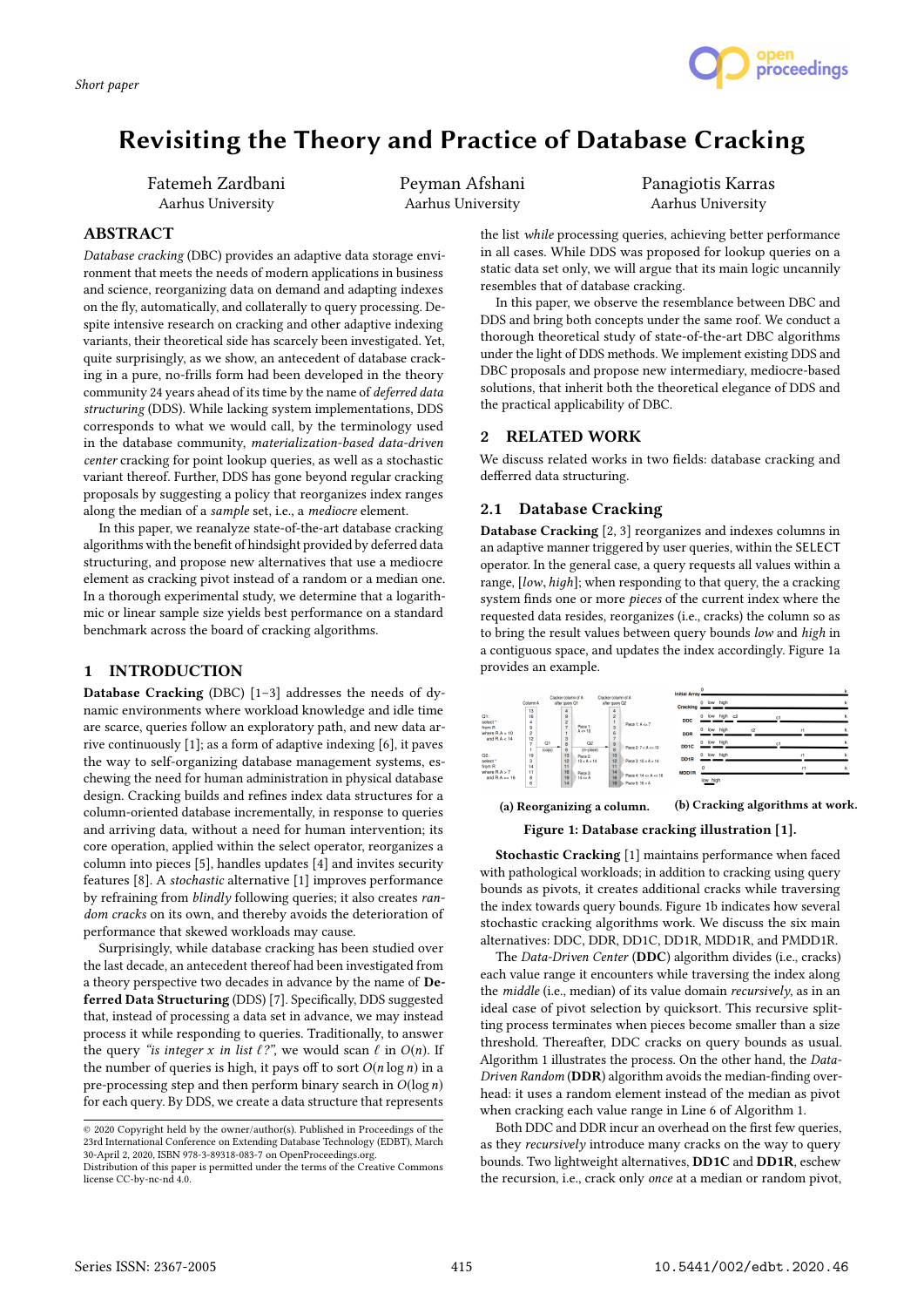Short paper

# Revisiting the Theory and Practice of Database Cracking

Fatemeh Zardbani
Aarhus University

Peyman Afshani
Aarhus University

Panagiotis Karras
Aarhus University

## ABSTRACT

*Database cracking* (DBC) provides an adaptive data storage environment that meets the needs of modern applications in business and science, reorganizing data on demand and adapting indexes on the fly, automatically, and collaterally to query processing. Despite intensive research on cracking and other adaptive indexing variants, their theoretical side has scarcely been investigated. Yet, quite surprisingly, as we show, an antecedent of database cracking in a pure, no-frills form had been developed in the theory community 24 years ahead of its time by the name of *deferred data structuring* (DDS). While lacking system implementations, DDS corresponds to what we would call, by the terminology used in the database community, *materialization-based data-driven center* cracking for point lookup queries, as well as a stochastic variant thereof. Further, DDS has gone beyond regular cracking proposals by suggesting a policy that reorganizes index ranges along the median of a *sample* set, i.e., a *mediocre* element.

In this paper, we reanalyze state-of-the-art database cracking algorithms with the benefit of hindsight provided by deferred data structuring, and propose new alternatives that use a mediocre element as cracking pivot instead of a random or a median one. In a thorough experimental study, we determine that a logarithmic or linear sample size yields best performance on a standard benchmark across the board of cracking algorithms.

## 1 INTRODUCTION

**Database Cracking** (DBC) [1–3] addresses the needs of dynamic environments where workload knowledge and idle time are scarce, queries follow an exploratory path, and new data arrive continuously [1]; as a form of adaptive indexing [6], it paves the way to self-organizing database management systems, eschewing the need for human administration in physical database design. Cracking builds and refines index data structures for a column-oriented database incrementally, in response to queries and arriving data, without a need for human intervention; its core operation, applied within the select operator, reorganizes a column into pieces [5], handles updates [4] and invites security features [8]. A *stochastic* alternative [1] improves performance by refraining from *blindly* following queries; it also creates *random cracks* on its own, and thereby avoids the deterioration of performance that skewed workloads may cause.

Surprisingly, while database cracking has been studied over the last decade, an antecedent thereof had been investigated from a theory perspective two decades in advance by the name of **Deferred Data Structuring** (DDS) [7]. Specifically, DDS suggested that, instead of processing a data set in advance, we may instead process it while responding to queries. Traditionally, to answer the query *"is integer x in list ℓ?"*, we would scan ℓ in $O(n)$. If the number of queries is high, it pays off to sort $O(n \log n)$ in a pre-processing step and then perform binary search in $O(\log n)$ for each query. By DDS, we create a data structure that represents the list *while* processing queries, achieving better performance in all cases. While DDS was proposed for lookup queries on a static data set only, we will argue that its main logic uncannily resembles that of database cracking.

In this paper, we observe the resemblance between DBC and DDS and bring both concepts under the same roof. We conduct a thorough theoretical study of state-of-the-art DBC algorithms under the light of DDS methods. We implement existing DDS and DBC proposals and propose new intermediary, mediocre-based solutions, that inherit both the theoretical elegance of DDS and the practical applicability of DBC.

## 2 RELATED WORK

We discuss related works in two fields: database cracking and defferred data structuring.

### 2.1 Database Cracking

**Database Cracking** [2, 3] reorganizes and indexes columns in an adaptive manner triggered by user queries, within the SELECT operator. In the general case, a query requests all values within a range, [*low*, *high*]; when responding to that query, a cracking system finds one or more *pieces* of the current index where the requested data resides, reorganizes (i.e., cracks) the column so as to bring the result values between query bounds *low* and *high* in a contiguous space, and updates the index accordingly. Figure 1a provides an example.

(a) Reorganizing a column. (b) Cracking algorithms at work.

**Figure 1: Database cracking illustration [1].**

**Stochastic Cracking** [1] maintains performance when faced with pathological workloads; in addition to cracking using query bounds as pivots, it creates additional cracks while traversing the index towards query bounds. Figure 1b indicates how several stochastic cracking algorithms work. We discuss the six main alternatives: DDC, DDR, DD1C, DD1R, MDD1R, and PMDD1R.

The *Data-Driven Center* (**DDC**) algorithm divides (i.e., cracks) each value range it encounters while traversing the index along the *middle* (i.e., median) of its value domain *recursively*, as in an ideal case of pivot selection by quicksort. This recursive splitting process terminates when pieces become smaller than a size threshold. Thereafter, DDC cracks on query bounds as usual. Algorithm 1 illustrates the process. On the other hand, the *Data-Driven Random* (**DDR**) algorithm avoids the median-finding overhead: it uses a random element instead of the median as pivot when cracking each value range in Line 6 of Algorithm 1.

Both DDC and DDR incur an overhead on the first few queries, as they *recursively* introduce many cracks on the way to query bounds. Two lightweight alternatives, **DD1C** and **DD1R**, eschew the recursion, i.e., crack only *once* at a median or random pivot,

© 2020 Copyright held by the owner/author(s). Published in Proceedings of the 23rd International Conference on Extending Database Technology (EDBT), March 30-April 2, 2020, ISBN 978-3-89318-083-7 on OpenProceedings.org.
Distribution of this paper is permitted under the terms of the Creative Commons license CC-by-nc-nd 4.0.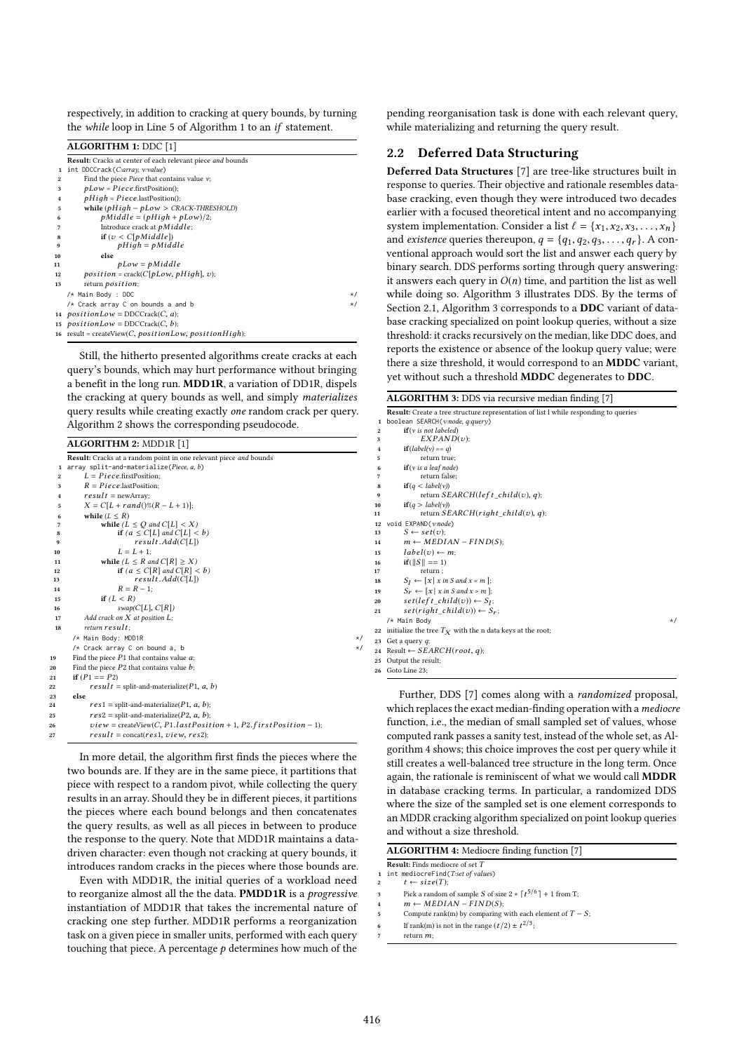respectively, in addition to cracking at query bounds, by turning the *while* loop in Line 5 of Algorithm 1 to an *if* statement.

**ALGORITHM 1:** DDC [1]

```
Result: Cracks at center of each relevant piece and bounds
1  int DDCCrack(C:array, v:value)
2      Find the piece Piece that contains value v;
3      pLow = Piece.firstPosition();
4      pHigh = Piece.lastPosition();
5      while (pHigh − pLow > CRACK-THRESHOLD)
6          pMiddle = (pHigh + pLow)/2;
7          Introduce crack at pMiddle;
8          if (v < C[pMiddle])
9              pHigh = pMiddle
10         else
11             pLow = pMiddle
12     position = crack(C[pLow, pHigh], v);
13     return position;
   /* Main Body : DDC                                    */
   /* Crack array C on bounds a and b                    */
14 positionLow = DDCCrack(C, a);
15 positionLow = DDCCrack(C, b);
16 result = createView(C, positionLow, positionHigh);
```

Still, the hitherto presented algorithms create cracks at each query's bounds, which may hurt performance without bringing a benefit in the long run. **MDD1R**, a variation of DD1R, dispels the cracking at query bounds as well, and simply *materializes* query results while creating exactly *one* random crack per query. Algorithm 2 shows the corresponding pseudocode.

**ALGORITHM 2:** MDD1R [1]

```
Result: Cracks at a random point in one relevant piece and bounds
1  array split-and-materialize(Piece, a, b)
2      L = Piece.firstPosition;
3      R = Piece.lastPosition;
4      result = newArray;
5      X = C[L + rand()%(R − L + 1)];
6      while (L ≤ R)
7          while (L ≤ Q and C[L] < X)
8              if (a ≤ C[L] and C[L] < b)
9                  result.Add(C[L])
10             L = L + 1;
11         while (L ≤ R and C[R] ≥ X)
12             if (a ≤ C[R] and C[R] < b)
13                 result.Add(C[L])
14             R = R − 1;
15         if (L < R)
16             swap(C[L], C[R])
17     Add crack on X at position L;
18     return result;
   /* Main Body: MDD1R                                   */
   /* Crack array C on bound a, b                        */
19 Find the piece P1 that contains value a;
20 Find the piece P2 that contains value b;
21 if (P1 == P2)
22     result = split-and-materialize(P1, a, b)
23 else
24     res1 = split-and-materialize(P1, a, b);
25     res2 = split-and-materialize(P2, a, b);
26     view = createView(C, P1.lastPosition + 1, P2.firstPosition − 1);
27     result = concat(res1, view, res2);
```

In more detail, the algorithm first finds the pieces where the two bounds are. If they are in the same piece, it partitions that piece with respect to a random pivot, while collecting the query results in an array. Should they be in different pieces, it partitions the pieces where each bound belongs and then concatenates the query results, as well as all pieces in between to produce the response to the query. Note that MDD1R maintains a data-driven character: even though not cracking at query bounds, it introduces random cracks in the pieces where those bounds are.

Even with MDD1R, the initial queries of a workload need to reorganize almost all the the data. **PMDD1R** is a *progressive* instantiation of MDD1R that takes the incremental nature of cracking one step further. MDD1R performs a reorganization task on a given piece in smaller units, performed with each query touching that piece. A percentage $p$ determines how much of the pending reorganisation task is done with each relevant query, while materializing and returning the query result.

## 2.2 Deferred Data Structuring

**Deferred Data Structures** [7] are tree-like structures built in response to queries. Their objective and rationale resembles database cracking, even though they were introduced two decades earlier with a focused theoretical intent and no accompanying system implementation. Consider a list $\ell = \{x_1, x_2, x_3, \ldots, x_n\}$ and *existence* queries thereupon, $q = \{q_1, q_2, q_3, \ldots, q_r\}$. A conventional approach would sort the list and answer each query by binary search. DDS performs sorting through query answering: it answers each query in $O(n)$ time, and partition the list as well while doing so. Algorithm 3 illustrates DDS. By the terms of Section 2.1, Algorithm 3 corresponds to a **DDC** variant of database cracking specialized on point lookup queries, without a size threshold: it cracks recursively on the median, like DDC does, and reports the existence or absence of the lookup query value; were there a size threshold, it would correspond to an **MDDC** variant, yet without such a threshold **MDDC** degenerates to **DDC**.

**ALGORITHM 3:** DDS via recursive median finding [7]

```
Result: Create a tree structure representation of list l while responding to queries
1  boolean SEARCH(v:node, q:query)
2      if(v is not labeled)
3          EXPAND(v);
4      if(label(v) == q)
5          return true;
6      if(v is a leaf node)
7          return false;
8      if(q < label(v))
9          return SEARCH(left_child(v), q);
10     if(q > label(v))
11         return SEARCH(right_child(v), q);
12 void EXPAND(v:node)
13     S ← set(v);
14     m ← MEDIAN − FIND(S);
15     label(v) ← m;
16     if(||S|| == 1)
17         return ;
18     S_l ← [x | x in S and x < m ];
19     S_r ← [x | x in S and x > m ];
20     set(left_child(v)) ← S_l;
21     set(right_child(v)) ← S_r;
   /* Main Body                                          */
22 initialize the tree T_X with the n data keys at the root;
23 Get a query q;
24 Result ← SEARCH(root, q);
25 Output the result;
26 Goto Line 23;
```

Further, DDS [7] comes along with a *randomized* proposal, which replaces the exact median-finding operation with a *mediocre* function, i.e., the median of small sampled set of values, whose computed rank passes a sanity test, instead of the whole set, as Algorithm 4 shows; this choice improves the cost per query while it still creates a well-balanced tree structure in the long term. Once again, the rationale is reminiscent of what we would call **MDDR** in database cracking terms. In particular, a randomized DDS where the size of the sampled set is one element corresponds to an MDDR cracking algorithm specialized on point lookup queries and without a size threshold.

**ALGORITHM 4:** Mediocre finding function [7]

```
Result: Finds mediocre of set T
1  int mediocreFind(T:set of values)
2      t ← size(T);
3      Pick a random of sample S of size 2 * ⌈t^(5/6)⌉ + 1 from T;
4      m ← MEDIAN − FIND(S);
5      Compute rank(m) by comparing with each element of T − S;
6      If rank(m) is not in the range (t/2) ± t^(2/3);
7      return m;
```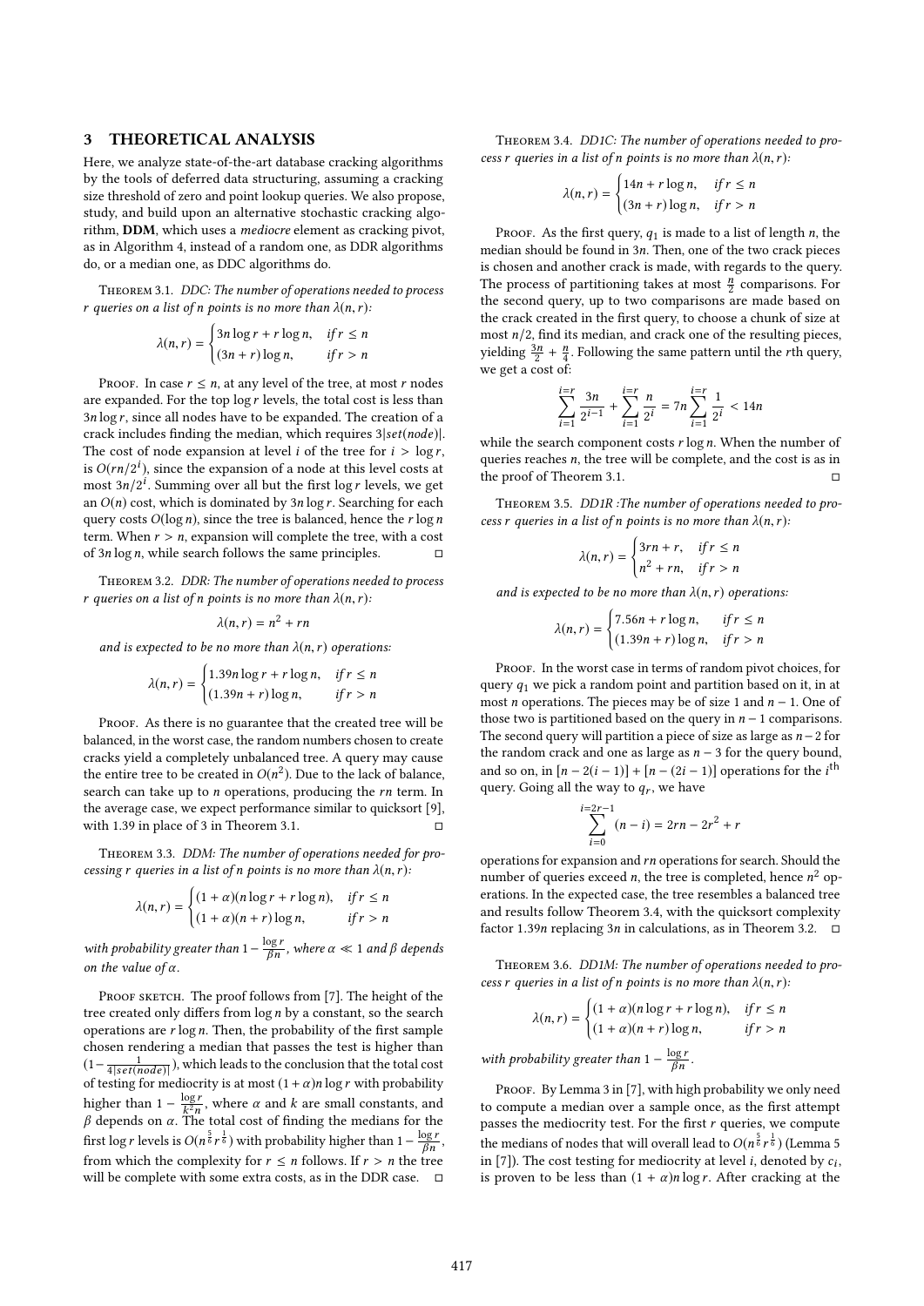## 3 THEORETICAL ANALYSIS

Here, we analyze state-of-the-art database cracking algorithms by the tools of deferred data structuring, assuming a cracking size threshold of zero and point lookup queries. We also propose, study, and build upon an alternative stochastic cracking algorithm, **DDM**, which uses a *mediocre* element as cracking pivot, as in Algorithm 4, instead of a random one, as DDR algorithms do, or a median one, as DDC algorithms do.

Theorem 3.1. *DDC: The number of operations needed to process r queries on a list of n points is no more than* $\lambda(n, r)$*:*

$$\lambda(n,r) = \begin{cases} 3n\log r + r\log n, & \text{if } r \leq n \\ (3n + r)\log n, & \text{if } r > n \end{cases}$$

Proof. In case $r \leq n$, at any level of the tree, at most $r$ nodes are expanded. For the top $\log r$ levels, the total cost is less than $3n\log r$, since all nodes have to be expanded. The creation of a crack includes finding the median, which requires $3|set(node)|$. The cost of node expansion at level $i$ of the tree for $i > \log r$, is $O(rn/2^i)$, since the expansion of a node at this level costs at most $3n/2^i$. Summing over all but the first $\log r$ levels, we get an $O(n)$ cost, which is dominated by $3n\log r$. Searching for each query costs $O(\log n)$, since the tree is balanced, hence the $r\log n$ term. When $r > n$, expansion will complete the tree, with a cost of $3n\log n$, while search follows the same principles. □

Theorem 3.2. *DDR: The number of operations needed to process r queries on a list of n points is no more than* $\lambda(n, r)$*:*

$$\lambda(n,r) = n^2 + rn$$

*and is expected to be no more than* $\lambda(n, r)$ *operations:*

$$\lambda(n,r) = \begin{cases} 1.39n\log r + r\log n, & \text{if } r \leq n \\ (1.39n + r)\log n, & \text{if } r > n \end{cases}$$

Proof. As there is no guarantee that the created tree will be balanced, in the worst case, the random numbers chosen to create cracks yield a completely unbalanced tree. A query may cause the entire tree to be created in $O(n^2)$. Due to the lack of balance, search can take up to $n$ operations, producing the $rn$ term. In the average case, we expect performance similar to quicksort [9], with 1.39 in place of 3 in Theorem 3.1. □

Theorem 3.3. *DDM: The number of operations needed for processing r queries in a list of n points is no more than* $\lambda(n, r)$*:*

$$\lambda(n,r) = \begin{cases} (1+\alpha)(n\log r + r\log n), & \text{if } r \leq n \\ (1+\alpha)(n + r)\log n, & \text{if } r > n \end{cases}$$

*with probability greater than* $1 - \frac{\log r}{\beta n}$*, where* $\alpha \ll 1$ *and* $\beta$ *depends on the value of* $\alpha$*.*

Proof sketch. The proof follows from [7]. The height of the tree created only differs from $\log n$ by a constant, so the search operations are $r\log n$. Then, the probability of the first sample chosen rendering a median that passes the test is higher than $(1 - \frac{1}{4|set(node)|})$, which leads to the conclusion that the total cost of testing for mediocrity is at most $(1+\alpha)n\log r$ with probability higher than $1 - \frac{\log r}{k^2 n}$, where $\alpha$ and $k$ are small constants, and $\beta$ depends on $\alpha$. The total cost of finding the medians for the first $\log r$ levels is $O(n^{\frac{5}{6}} r^{\frac{1}{6}})$ with probability higher than $1 - \frac{\log r}{\beta n}$, from which the complexity for $r \leq n$ follows. If $r > n$ the tree will be complete with some extra costs, as in the DDR case. □

Theorem 3.4. *DD1C: The number of operations needed to process r queries in a list of n points is no more than* $\lambda(n, r)$*:*

$$\lambda(n,r) = \begin{cases} 14n + r\log n, & \text{if } r \leq n \\ (3n + r)\log n, & \text{if } r > n \end{cases}$$

Proof. As the first query, $q_1$ is made to a list of length $n$, the median should be found in $3n$. Then, one of the two crack pieces is chosen and another crack is made, with regards to the query. The process of partitioning takes at most $\frac{n}{2}$ comparisons. For the second query, up to two comparisons are made based on the crack created in the first query, to choose a chunk of size at most $n/2$, find its median, and crack one of the resulting pieces, yielding $\frac{3n}{2} + \frac{n}{4}$. Following the same pattern until the $r$th query, we get a cost of:

$$\sum_{i=1}^{i=r} \frac{3n}{2^{i-1}} + \sum_{i=1}^{i=r} \frac{n}{2^i} = 7n\sum_{i=1}^{i=r} \frac{1}{2^i} < 14n$$

while the search component costs $r\log n$. When the number of queries reaches $n$, the tree will be complete, and the cost is as in the proof of Theorem 3.1. □

Theorem 3.5. *DD1R :The number of operations needed to process r queries in a list of n points is no more than* $\lambda(n, r)$*:*

$$\lambda(n,r) = \begin{cases} 3rn + r, & \text{if } r \leq n \\ n^2 + rn, & \text{if } r > n \end{cases}$$

*and is expected to be no more than* $\lambda(n, r)$ *operations:*

$$\lambda(n,r) = \begin{cases} 7.56n + r\log n, & \text{if } r \leq n \\ (1.39n + r)\log n, & \text{if } r > n \end{cases}$$

Proof. In the worst case in terms of random pivot choices, for query $q_1$ we pick a random point and partition based on it, in at most $n$ operations. The pieces may be of size 1 and $n-1$. One of those two is partitioned based on the query in $n-1$ comparisons. The second query will partition a piece of size as large as $n-2$ for the random crack and one as large as $n-3$ for the query bound, and so on, in $[n - 2(i-1)] + [n - (2i-1)]$ operations for the $i^{\text{th}}$ query. Going all the way to $q_r$, we have

$$\sum_{i=0}^{i=2r-1} (n - i) = 2rn - 2r^2 + r$$

operations for expansion and $rn$ operations for search. Should the number of queries exceed $n$, the tree is completed, hence $n^2$ operations. In the expected case, the tree resembles a balanced tree and results follow Theorem 3.4, with the quicksort complexity factor $1.39n$ replacing $3n$ in calculations, as in Theorem 3.2. □

Theorem 3.6. *DD1M: The number of operations needed to process r queries in a list of n points is no more than* $\lambda(n, r)$*:*

$$\lambda(n,r) = \begin{cases} (1+\alpha)(n\log r + r\log n), & \text{if } r \leq n \\ (1+\alpha)(n + r)\log n, & \text{if } r > n \end{cases}$$

*with probability greater than* $1 - \frac{\log r}{\beta n}$*.*

Proof. By Lemma 3 in [7], with high probability we only need to compute a median over a sample once, as the first attempt passes the mediocrity test. For the first $r$ queries, we compute the medians of nodes that will overall lead to $O(n^{\frac{5}{6}} r^{\frac{1}{6}})$ (Lemma 5 in [7]). The cost testing for mediocrity at level $i$, denoted by $c_i$, is proven to be less than $(1+\alpha)n\log r$. After cracking at the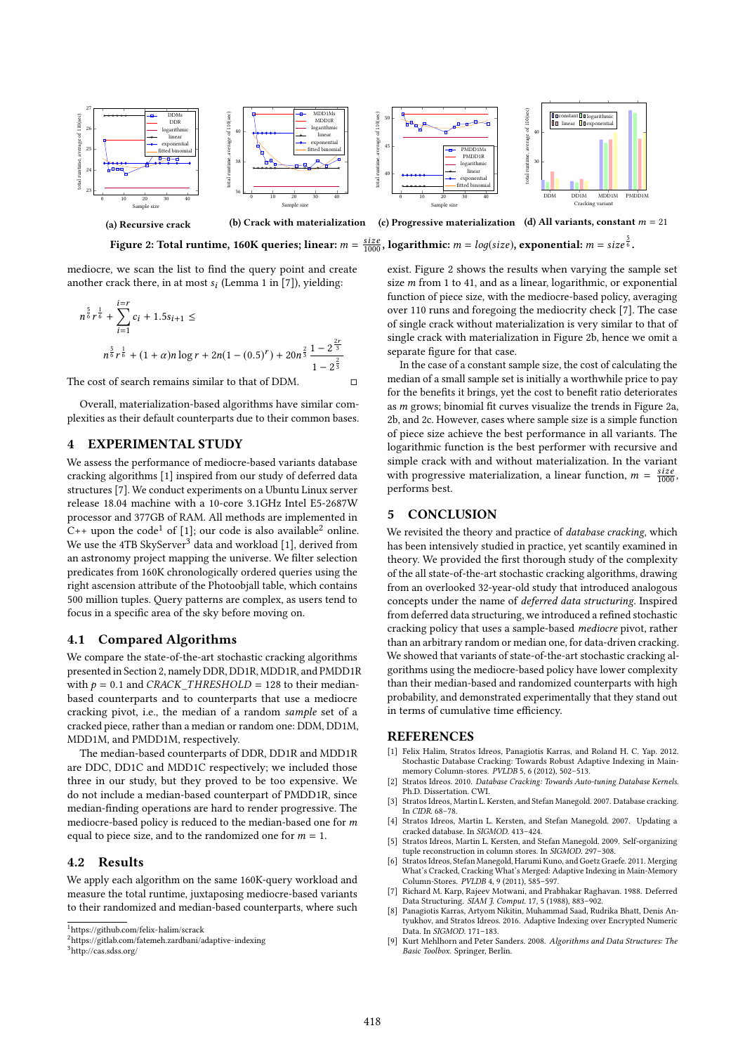(a) Recursive crack

total runtime, average of 110(sec)
27
26
25
24
23
0 10 20 30 40
Sample size
DDMs
DDR
logarithmic
linear
exponential
fitted binomial

(b) Crack with materialization

total runtime, average of 110(sec)
40
38
36
0 10 20 30 40
Sample size
MDD1Ms
MDD1R
logarithmic
linear
exponential
fitted binomial

(c) Progressive materialization

total runtime, average of 110(sec)
50
45
40
0 10 20 30 40
Sample size
PMDD1Ms
PMDD1R
logarithmic
linear
exponential
fitted binomial

(d) All variants, constant $m = 21$

total runtime, average of 110(sec)
40
30
constant
logarithmic
linear
exponential
DDM DD1M MDD1M PMDD1M
Cracking variant

**Figure 2: Total runtime, 160K queries; linear: $m = \frac{size}{1000}$, logarithmic: $m = log(size)$, exponential: $m = size^{\frac{5}{6}}$.**

mediocre, we scan the list to find the query point and create another crack there, in at most $s_i$ (Lemma 1 in [7]), yielding:

$$n^{\frac{5}{6}} r^{\frac{1}{6}} + \sum_{i=1}^{i=r} c_i + 1.5 s_{i+1} \leq$$

$$n^{\frac{5}{6}} r^{\frac{1}{6}} + (1+\alpha) n \log r + 2n(1 - (0.5)^r) + 20 n^{\frac{2}{3}} \frac{1 - 2^{\frac{2r}{3}}}{1 - 2^{\frac{2}{3}}}$$

The cost of search remains similar to that of DDM. □

Overall, materialization-based algorithms have similar complexities as their default counterparts due to their common bases.

## 4 EXPERIMENTAL STUDY

We assess the performance of mediocre-based variants database cracking algorithms [1] inspired from our study of deferred data structures [7]. We conduct experiments on a Ubuntu Linux server release 18.04 machine with a 10-core 3.1GHz Intel E5-2687W processor and 377GB of RAM. All methods are implemented in C++ upon the code[1] of [1]; our code is also available[2] online. We use the 4TB SkyServer[3] data and workload [1], derived from an astronomy project mapping the universe. We filter selection predicates from 160K chronologically ordered queries using the right ascension attribute of the Photoobjall table, which contains 500 million tuples. Query patterns are complex, as users tend to focus in a specific area of the sky before moving on.

### 4.1 Compared Algorithms

We compare the state-of-the-art stochastic cracking algorithms presented in Section 2, namely DDR, DD1R, MDD1R, and PMDD1R with $p = 0.1$ and $CRACK\_THRESHOLD = 128$ to their median-based counterparts and to counterparts that use a mediocre cracking pivot, i.e., the median of a random *sample* set of a cracked piece, rather than a median or random one: DDM, DD1M, MDD1M, and PMDD1M, respectively.

The median-based counterparts of DDR, DD1R and MDD1R are DDC, DD1C and MDD1C respectively; we included those three in our study, but they proved to be too expensive. We do not include a median-based counterpart of PMDD1R, since median-finding operations are hard to render progressive. The mediocre-based policy is reduced to the median-based one for $m$ equal to piece size, and to the randomized one for $m = 1$.

### 4.2 Results

We apply each algorithm on the same 160K-query workload and measure the total runtime, juxtaposing mediocre-based variants to their randomized and median-based counterparts, where such exist. Figure 2 shows the results when varying the sample set size $m$ from 1 to 41, and as a linear, logarithmic, or exponential function of piece size, with the mediocre-based policy, averaging over 110 runs and foregoing the mediocrity check [7]. The case of single crack without materialization is very similar to that of single crack with materialization in Figure 2b, hence we omit a separate figure for that case.

In the case of a constant sample size, the cost of calculating the median of a small sample set is initially a worthwhile price to pay for the benefits it brings, yet the cost to benefit ratio deteriorates as $m$ grows; binomial fit curves visualize the trends in Figure 2a, 2b, and 2c. However, cases where sample size is a simple function of piece size achieve the best performance in all variants. The logarithmic function is the best performer with recursive and simple crack with and without materialization. In the variant with progressive materialization, a linear function, $m = \frac{size}{1000}$, performs best.

## 5 CONCLUSION

We revisited the theory and practice of *database cracking*, which has been intensively studied in practice, yet scantily examined in theory. We provided the first thorough study of the complexity of the all state-of-the-art stochastic cracking algorithms, drawing from an overlooked 32-year-old study that introduced analogous concepts under the name of *deferred data structuring*. Inspired from deferred data structuring, we introduced a refined stochastic cracking policy that uses a sample-based *mediocre* pivot, rather than an arbitrary random or median one, for data-driven cracking. We showed that variants of state-of-the-art stochastic cracking algorithms using the mediocre-based policy have lower complexity than their median-based and randomized counterparts with high probability, and demonstrated experimentally that they stand out in terms of cumulative time efficiency.

## REFERENCES

[1] Felix Halim, Stratos Idreos, Panagiotis Karras, and Roland H. C. Yap. 2012. Stochastic Database Cracking: Towards Robust Adaptive Indexing in Main-memory Column-stores. *PVLDB* 5, 6 (2012), 502–513.

[2] Stratos Idreos. 2010. *Database Cracking: Towards Auto-tuning Database Kernels.* Ph.D. Dissertation. CWI.

[3] Stratos Idreos, Martin L. Kersten, and Stefan Manegold. 2007. Database cracking. In *CIDR*. 68–78.

[4] Stratos Idreos, Martin L. Kersten, and Stefan Manegold. 2007. Updating a cracked database. In *SIGMOD*. 413–424.

[5] Stratos Idreos, Martin L. Kersten, and Stefan Manegold. 2009. Self-organizing tuple reconstruction in column stores. In *SIGMOD*. 297–308.

[6] Stratos Idreos, Stefan Manegold, Harumi Kuno, and Goetz Graefe. 2011. Merging What's Cracked, Cracking What's Merged: Adaptive Indexing in Main-Memory Column-Stores. *PVLDB* 4, 9 (2011), 585–597.

[7] Richard M. Karp, Rajeev Motwani, and Prabhakar Raghavan. 1988. Deferred Data Structuring. *SIAM J. Comput.* 17, 5 (1988), 883–902.

[8] Panagiotis Karras, Artyom Nikitin, Muhammad Saad, Rudrika Bhatt, Denis Antyukhov, and Stratos Idreos. 2016. Adaptive Indexing over Encrypted Numeric Data. In *SIGMOD*. 171–183.

[9] Kurt Mehlhorn and Peter Sanders. 2008. *Algorithms and Data Structures: The Basic Toolbox.* Springer, Berlin.

[1] https://github.com/felix-halim/scrack

[2] https://gitlab.com/fatemeh.zardbani/adaptive-indexing

[3] http://cas.sdss.org/